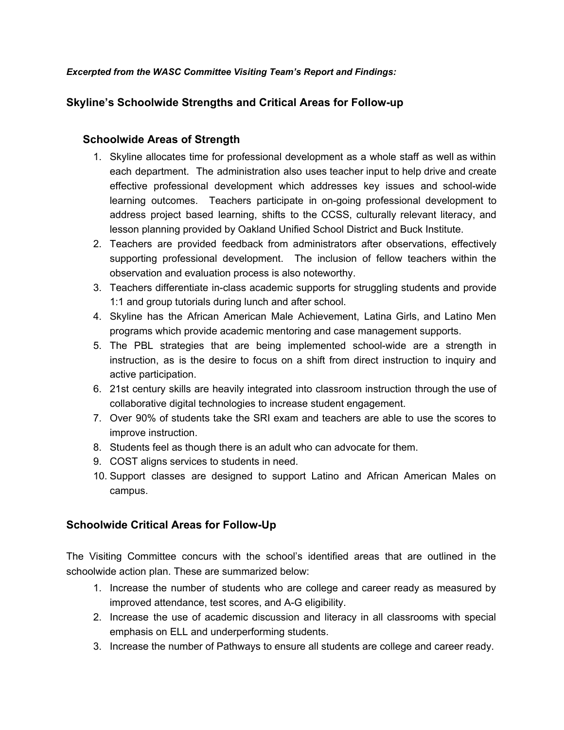***Excerpted from the WASC Committee Visiting Team's Report and Findings:***

## Skyline's Schoolwide Strengths and Critical Areas for Follow-up

### Schoolwide Areas of Strength

1. Skyline allocates time for professional development as a whole staff as well as within each department. The administration also uses teacher input to help drive and create effective professional development which addresses key issues and school-wide learning outcomes. Teachers participate in on-going professional development to address project based learning, shifts to the CCSS, culturally relevant literacy, and lesson planning provided by Oakland Unified School District and Buck Institute.
2. Teachers are provided feedback from administrators after observations, effectively supporting professional development. The inclusion of fellow teachers within the observation and evaluation process is also noteworthy.
3. Teachers differentiate in-class academic supports for struggling students and provide 1:1 and group tutorials during lunch and after school.
4. Skyline has the African American Male Achievement, Latina Girls, and Latino Men programs which provide academic mentoring and case management supports.
5. The PBL strategies that are being implemented school-wide are a strength in instruction, as is the desire to focus on a shift from direct instruction to inquiry and active participation.
6. 21st century skills are heavily integrated into classroom instruction through the use of collaborative digital technologies to increase student engagement.
7. Over 90% of students take the SRI exam and teachers are able to use the scores to improve instruction.
8. Students feel as though there is an adult who can advocate for them.
9. COST aligns services to students in need.
10. Support classes are designed to support Latino and African American Males on campus.

## Schoolwide Critical Areas for Follow-Up

The Visiting Committee concurs with the school's identified areas that are outlined in the schoolwide action plan. These are summarized below:

1. Increase the number of students who are college and career ready as measured by improved attendance, test scores, and A-G eligibility.
2. Increase the use of academic discussion and literacy in all classrooms with special emphasis on ELL and underperforming students.
3. Increase the number of Pathways to ensure all students are college and career ready.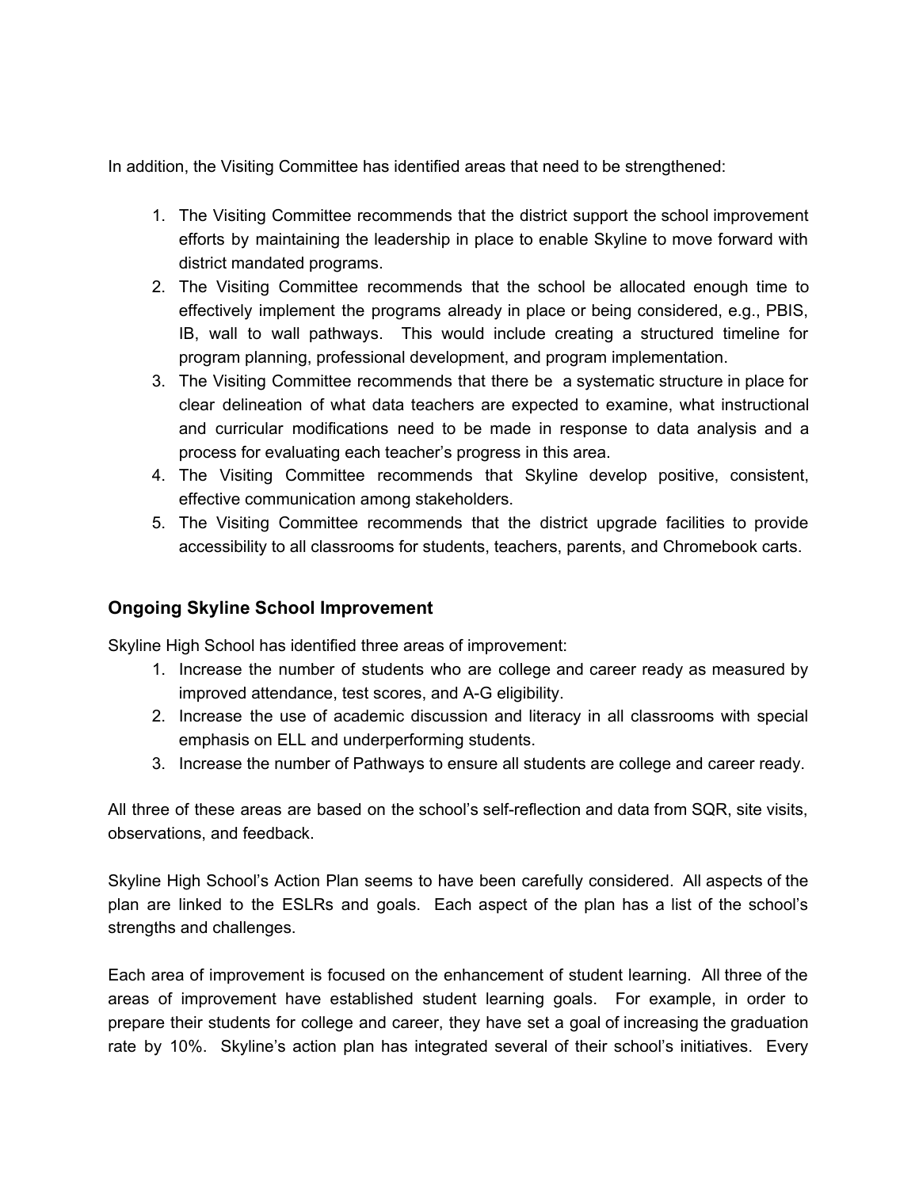In addition, the Visiting Committee has identified areas that need to be strengthened:

1. The Visiting Committee recommends that the district support the school improvement efforts by maintaining the leadership in place to enable Skyline to move forward with district mandated programs.
2. The Visiting Committee recommends that the school be allocated enough time to effectively implement the programs already in place or being considered, e.g., PBIS, IB, wall to wall pathways. This would include creating a structured timeline for program planning, professional development, and program implementation.
3. The Visiting Committee recommends that there be a systematic structure in place for clear delineation of what data teachers are expected to examine, what instructional and curricular modifications need to be made in response to data analysis and a process for evaluating each teacher's progress in this area.
4. The Visiting Committee recommends that Skyline develop positive, consistent, effective communication among stakeholders.
5. The Visiting Committee recommends that the district upgrade facilities to provide accessibility to all classrooms for students, teachers, parents, and Chromebook carts.

## Ongoing Skyline School Improvement

Skyline High School has identified three areas of improvement:

1. Increase the number of students who are college and career ready as measured by improved attendance, test scores, and A-G eligibility.
2. Increase the use of academic discussion and literacy in all classrooms with special emphasis on ELL and underperforming students.
3. Increase the number of Pathways to ensure all students are college and career ready.

All three of these areas are based on the school's self-reflection and data from SQR, site visits, observations, and feedback.

Skyline High School's Action Plan seems to have been carefully considered. All aspects of the plan are linked to the ESLRs and goals. Each aspect of the plan has a list of the school's strengths and challenges.

Each area of improvement is focused on the enhancement of student learning. All three of the areas of improvement have established student learning goals. For example, in order to prepare their students for college and career, they have set a goal of increasing the graduation rate by 10%. Skyline's action plan has integrated several of their school's initiatives. Every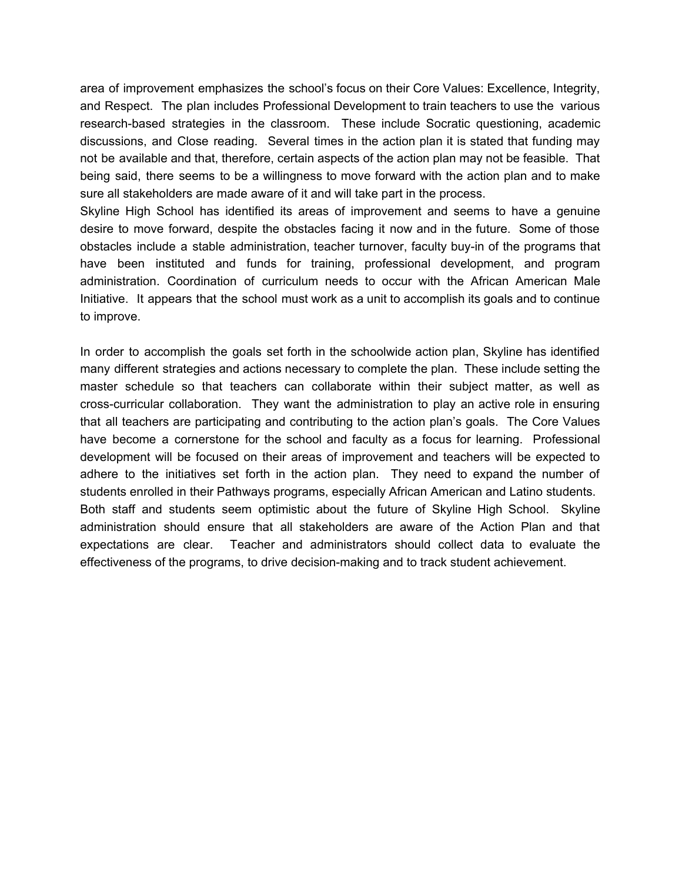area of improvement emphasizes the school's focus on their Core Values: Excellence, Integrity, and Respect. The plan includes Professional Development to train teachers to use the various research-based strategies in the classroom. These include Socratic questioning, academic discussions, and Close reading. Several times in the action plan it is stated that funding may not be available and that, therefore, certain aspects of the action plan may not be feasible. That being said, there seems to be a willingness to move forward with the action plan and to make sure all stakeholders are made aware of it and will take part in the process.

Skyline High School has identified its areas of improvement and seems to have a genuine desire to move forward, despite the obstacles facing it now and in the future. Some of those obstacles include a stable administration, teacher turnover, faculty buy-in of the programs that have been instituted and funds for training, professional development, and program administration. Coordination of curriculum needs to occur with the African American Male Initiative. It appears that the school must work as a unit to accomplish its goals and to continue to improve.

In order to accomplish the goals set forth in the schoolwide action plan, Skyline has identified many different strategies and actions necessary to complete the plan. These include setting the master schedule so that teachers can collaborate within their subject matter, as well as cross-curricular collaboration. They want the administration to play an active role in ensuring that all teachers are participating and contributing to the action plan's goals. The Core Values have become a cornerstone for the school and faculty as a focus for learning. Professional development will be focused on their areas of improvement and teachers will be expected to adhere to the initiatives set forth in the action plan. They need to expand the number of students enrolled in their Pathways programs, especially African American and Latino students.

Both staff and students seem optimistic about the future of Skyline High School. Skyline administration should ensure that all stakeholders are aware of the Action Plan and that expectations are clear. Teacher and administrators should collect data to evaluate the effectiveness of the programs, to drive decision-making and to track student achievement.